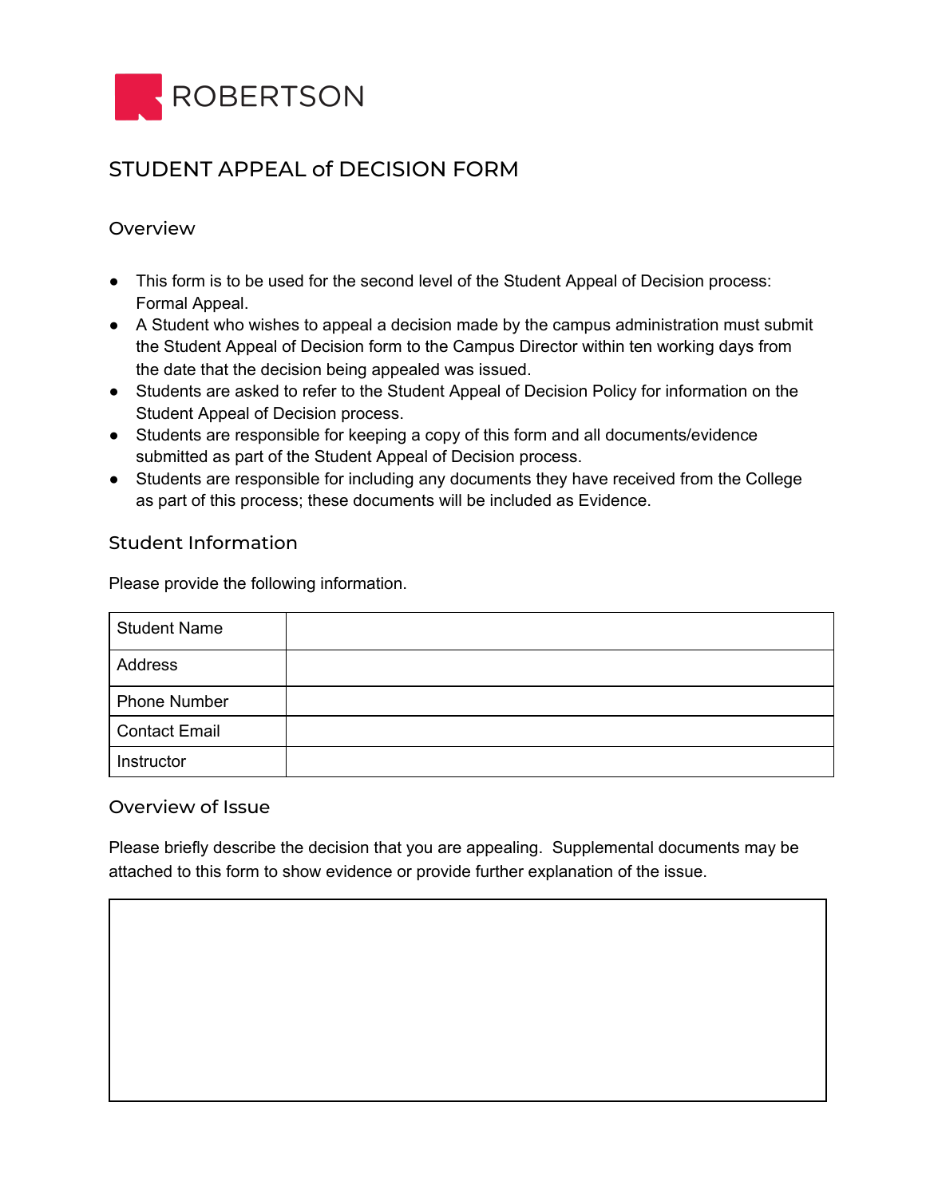ROBERTSON

# STUDENT APPEAL of DECISION FORM

## Overview

- This form is to be used for the second level of the Student Appeal of Decision process: Formal Appeal.
- A Student who wishes to appeal a decision made by the campus administration must submit the Student Appeal of Decision form to the Campus Director within ten working days from the date that the decision being appealed was issued.
- Students are asked to refer to the Student Appeal of Decision Policy for information on the Student Appeal of Decision process.
- Students are responsible for keeping a copy of this form and all documents/evidence submitted as part of the Student Appeal of Decision process.
- Students are responsible for including any documents they have received from the College as part of this process; these documents will be included as Evidence.

## Student Information

Please provide the following information.

| | |
|---|---|
| Student Name | |
| Address | |
| Phone Number | |
| Contact Email | |
| Instructor | |

## Overview of Issue

Please briefly describe the decision that you are appealing. Supplemental documents may be attached to this form to show evidence or provide further explanation of the issue.

| |
|---|
| |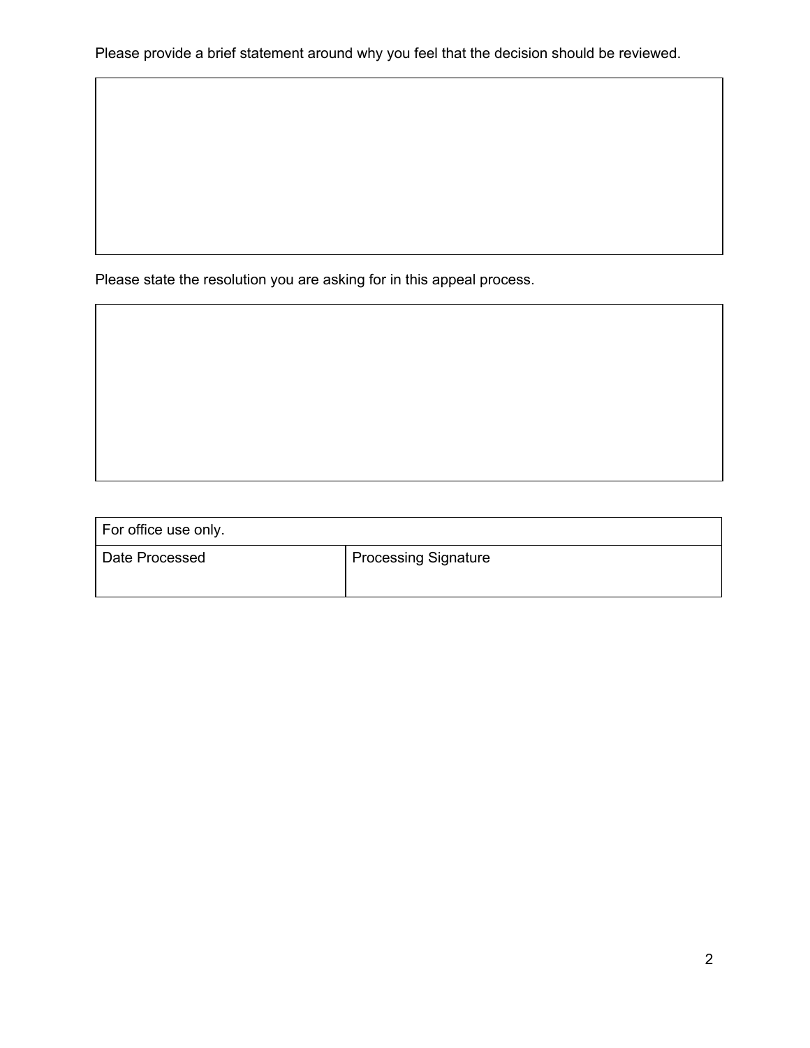Please provide a brief statement around why you feel that the decision should be reviewed.

| |
|---|
| |

Please state the resolution you are asking for in this appeal process.

| |
|---|
| |

| For office use only. | |
|---|---|
| Date Processed | Processing Signature |